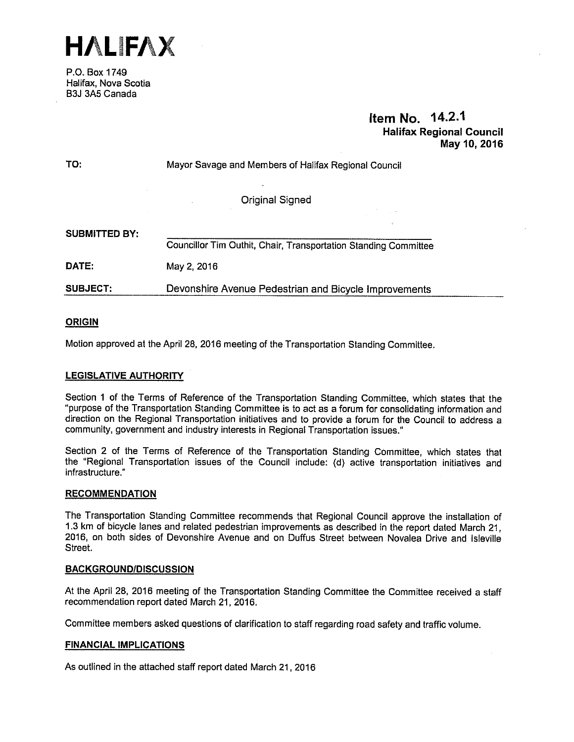# HALIFAX

P.O. Box 1749
Halifax, Nova Scotia
B3J 3A5 Canada

**Item No. 14.2.1**
**Halifax Regional Council**
**May 10, 2016**

**TO:** Mayor Savage and Members of Halifax Regional Council

Original Signed

**SUBMITTED BY:**
Councillor Tim Outhit, Chair, Transportation Standing Committee

**DATE:** May 2, 2016

**SUBJECT:** Devonshire Avenue Pedestrian and Bicycle Improvements

## ORIGIN

Motion approved at the April 28, 2016 meeting of the Transportation Standing Committee.

## LEGISLATIVE AUTHORITY

Section 1 of the Terms of Reference of the Transportation Standing Committee, which states that the "purpose of the Transportation Standing Committee is to act as a forum for consolidating information and direction on the Regional Transportation initiatives and to provide a forum for the Council to address a community, government and industry interests in Regional Transportation issues."

Section 2 of the Terms of Reference of the Transportation Standing Committee, which states that the "Regional Transportation issues of the Council include: (d) active transportation initiatives and infrastructure."

## RECOMMENDATION

The Transportation Standing Committee recommends that Regional Council approve the installation of 1.3 km of bicycle lanes and related pedestrian improvements as described in the report dated March 21, 2016, on both sides of Devonshire Avenue and on Duffus Street between Novalea Drive and Isleville Street.

## BACKGROUND/DISCUSSION

At the April 28, 2016 meeting of the Transportation Standing Committee the Committee received a staff recommendation report dated March 21, 2016.

Committee members asked questions of clarification to staff regarding road safety and traffic volume.

## FINANCIAL IMPLICATIONS

As outlined in the attached staff report dated March 21, 2016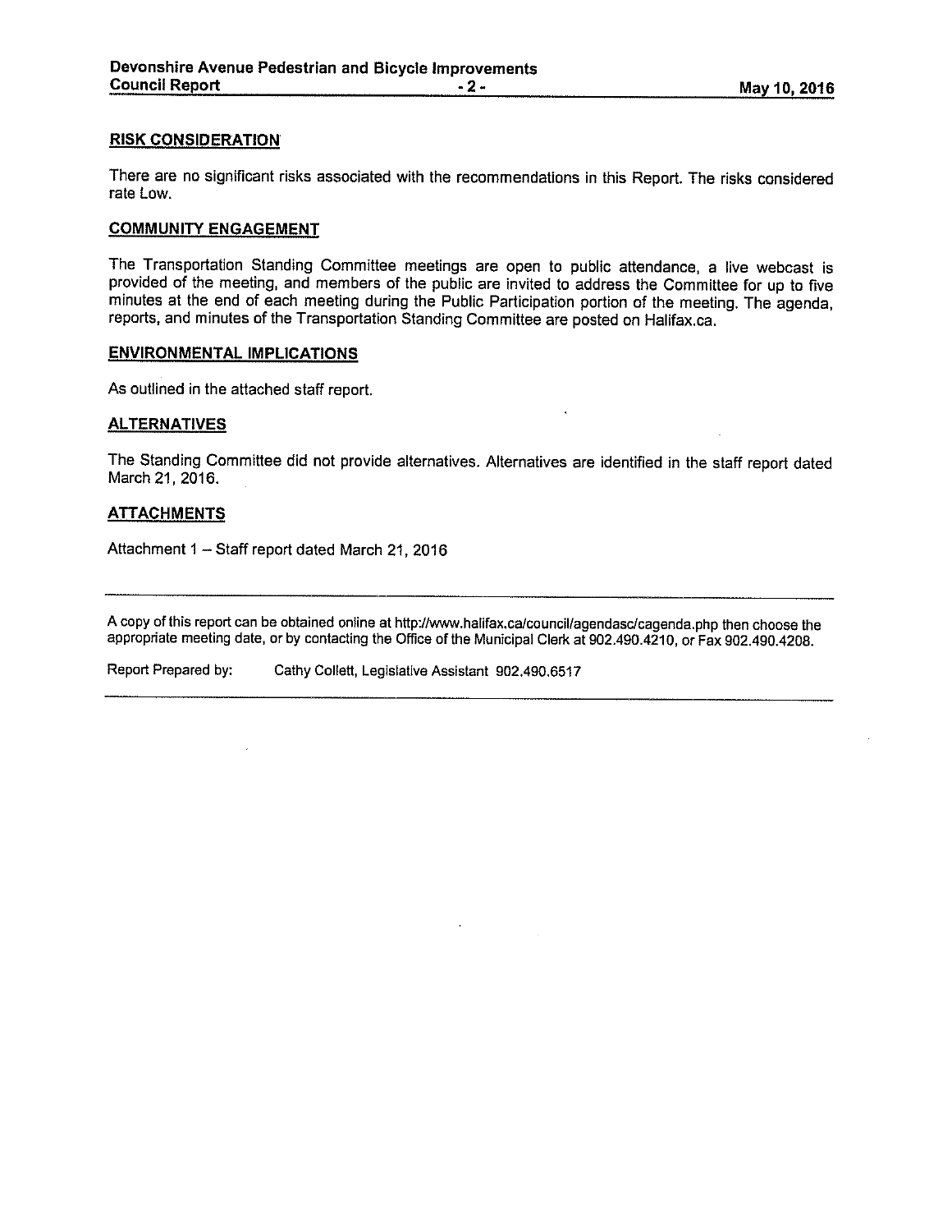## RISK CONSIDERATION

There are no significant risks associated with the recommendations in this Report. The risks considered rate Low.

## COMMUNITY ENGAGEMENT

The Transportation Standing Committee meetings are open to public attendance, a live webcast is provided of the meeting, and members of the public are invited to address the Committee for up to five minutes at the end of each meeting during the Public Participation portion of the meeting. The agenda, reports, and minutes of the Transportation Standing Committee are posted on Halifax.ca.

## ENVIRONMENTAL IMPLICATIONS

As outlined in the attached staff report.

## ALTERNATIVES

The Standing Committee did not provide alternatives. Alternatives are identified in the staff report dated March 21, 2016.

## ATTACHMENTS

Attachment 1 – Staff report dated March 21, 2016

---

A copy of this report can be obtained online at http://www.halifax.ca/council/agendasc/cagenda.php then choose the appropriate meeting date, or by contacting the Office of the Municipal Clerk at 902.490.4210, or Fax 902.490.4208.

Report Prepared by: Cathy Collett, Legislative Assistant 902.490.6517

---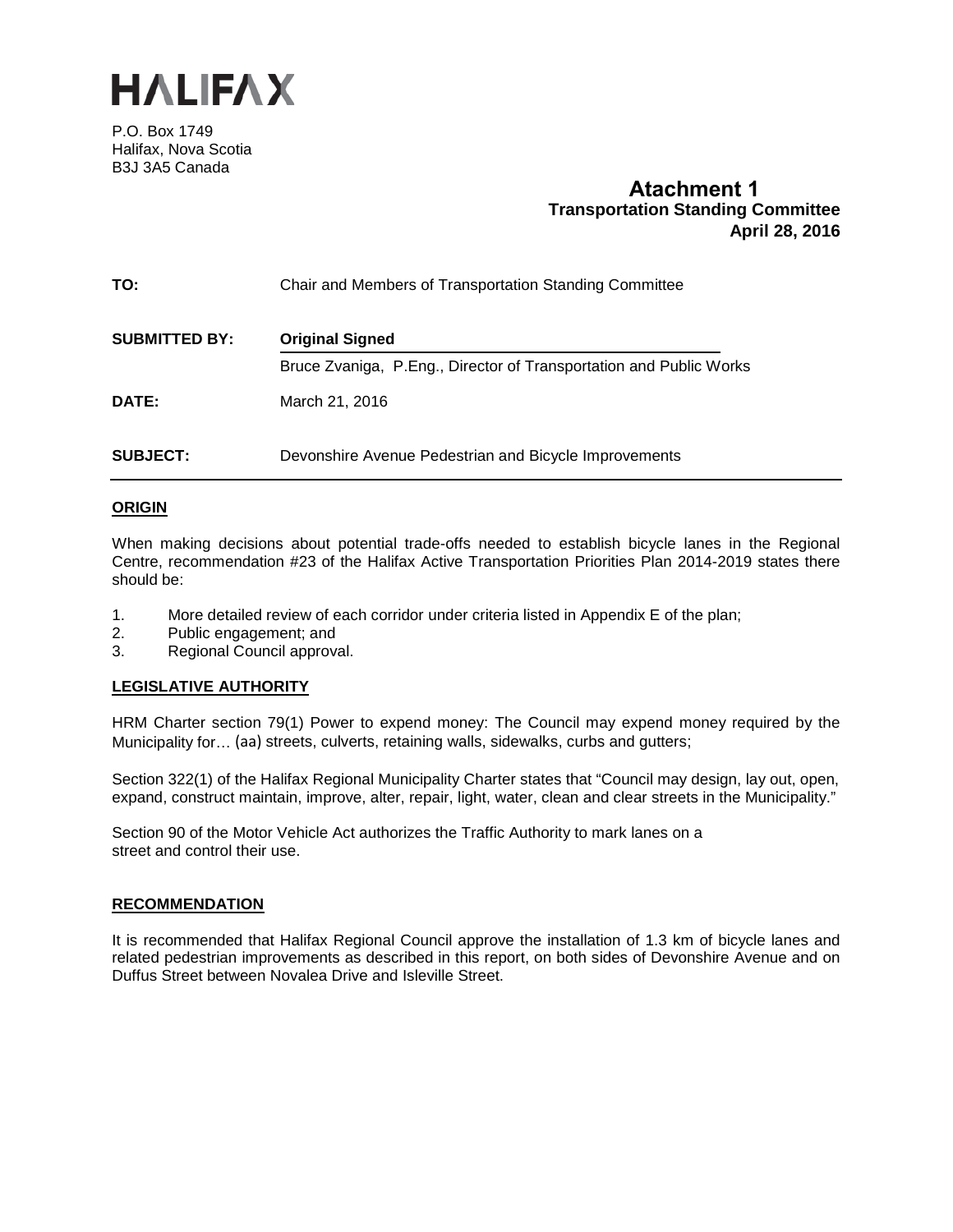# HALIFAX

P.O. Box 1749
Halifax, Nova Scotia
B3J 3A5 Canada

**Atachment 1**
**Transportation Standing Committee**
**April 28, 2016**

| | |
|---|---|
| **TO:** | Chair and Members of Transportation Standing Committee |
| **SUBMITTED BY:** | **Original Signed** |
| | Bruce Zvaniga, P.Eng., Director of Transportation and Public Works |
| **DATE:** | March 21, 2016 |
| **SUBJECT:** | Devonshire Avenue Pedestrian and Bicycle Improvements |

## ORIGIN

When making decisions about potential trade-offs needed to establish bicycle lanes in the Regional Centre, recommendation #23 of the Halifax Active Transportation Priorities Plan 2014-2019 states there should be:

1. More detailed review of each corridor under criteria listed in Appendix E of the plan;
2. Public engagement; and
3. Regional Council approval.

## LEGISLATIVE AUTHORITY

HRM Charter section 79(1) Power to expend money: The Council may expend money required by the Municipality for… (aa) streets, culverts, retaining walls, sidewalks, curbs and gutters;

Section 322(1) of the Halifax Regional Municipality Charter states that "Council may design, lay out, open, expand, construct maintain, improve, alter, repair, light, water, clean and clear streets in the Municipality."

Section 90 of the Motor Vehicle Act authorizes the Traffic Authority to mark lanes on a street and control their use.

## RECOMMENDATION

It is recommended that Halifax Regional Council approve the installation of 1.3 km of bicycle lanes and related pedestrian improvements as described in this report, on both sides of Devonshire Avenue and on Duffus Street between Novalea Drive and Isleville Street.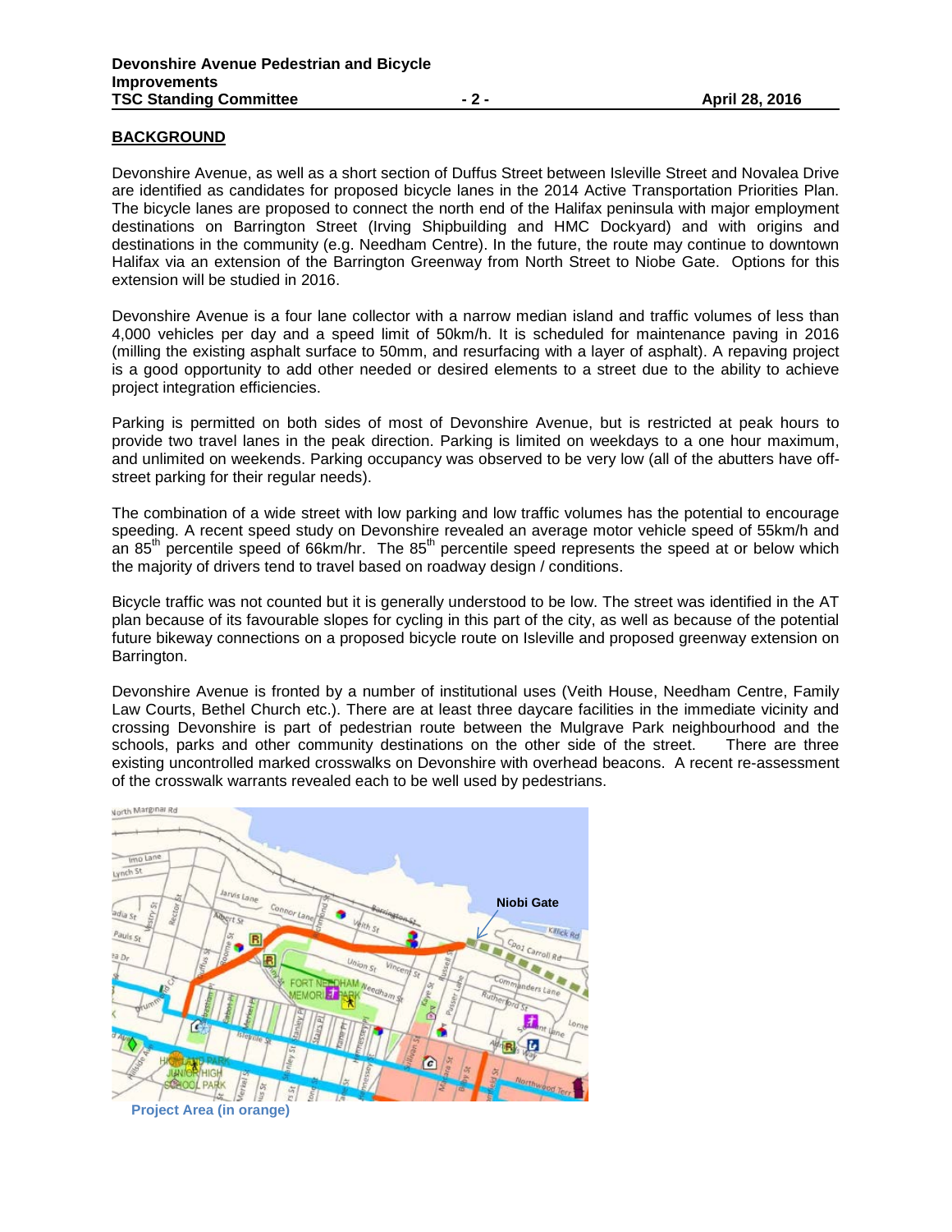## BACKGROUND

Devonshire Avenue, as well as a short section of Duffus Street between Isleville Street and Novalea Drive are identified as candidates for proposed bicycle lanes in the 2014 Active Transportation Priorities Plan. The bicycle lanes are proposed to connect the north end of the Halifax peninsula with major employment destinations on Barrington Street (Irving Shipbuilding and HMC Dockyard) and with origins and destinations in the community (e.g. Needham Centre). In the future, the route may continue to downtown Halifax via an extension of the Barrington Greenway from North Street to Niobe Gate. Options for this extension will be studied in 2016.

Devonshire Avenue is a four lane collector with a narrow median island and traffic volumes of less than 4,000 vehicles per day and a speed limit of 50km/h. It is scheduled for maintenance paving in 2016 (milling the existing asphalt surface to 50mm, and resurfacing with a layer of asphalt). A repaving project is a good opportunity to add other needed or desired elements to a street due to the ability to achieve project integration efficiencies.

Parking is permitted on both sides of most of Devonshire Avenue, but is restricted at peak hours to provide two travel lanes in the peak direction. Parking is limited on weekdays to a one hour maximum, and unlimited on weekends. Parking occupancy was observed to be very low (all of the abutters have off-street parking for their regular needs).

The combination of a wide street with low parking and low traffic volumes has the potential to encourage speeding. A recent speed study on Devonshire revealed an average motor vehicle speed of 55km/h and an 85$^{th}$ percentile speed of 66km/hr. The 85$^{th}$ percentile speed represents the speed at or below which the majority of drivers tend to travel based on roadway design / conditions.

Bicycle traffic was not counted but it is generally understood to be low. The street was identified in the AT plan because of its favourable slopes for cycling in this part of the city, as well as because of the potential future bikeway connections on a proposed bicycle route on Isleville and proposed greenway extension on Barrington.

Devonshire Avenue is fronted by a number of institutional uses (Veith House, Needham Centre, Family Law Courts, Bethel Church etc.). There are at least three daycare facilities in the immediate vicinity and crossing Devonshire is part of pedestrian route between the Mulgrave Park neighbourhood and the schools, parks and other community destinations on the other side of the street. There are three existing uncontrolled marked crosswalks on Devonshire with overhead beacons. A recent re-assessment of the crosswalk warrants revealed each to be well used by pedestrians.

Project Area (in orange)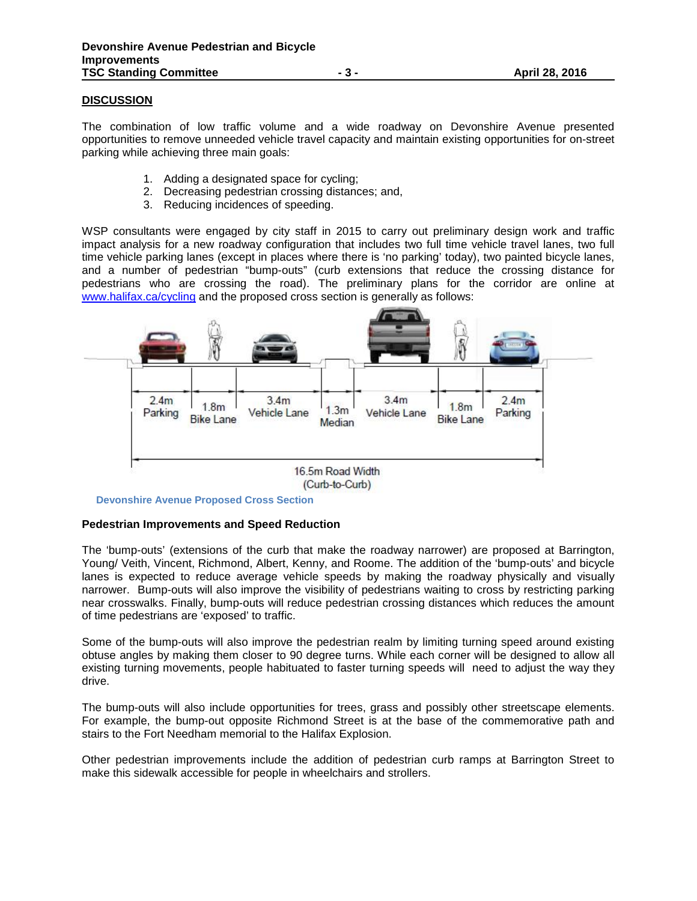## DISCUSSION

The combination of low traffic volume and a wide roadway on Devonshire Avenue presented opportunities to remove unneeded vehicle travel capacity and maintain existing opportunities for on-street parking while achieving three main goals:

1. Adding a designated space for cycling;
2. Decreasing pedestrian crossing distances; and,
3. Reducing incidences of speeding.

WSP consultants were engaged by city staff in 2015 to carry out preliminary design work and traffic impact analysis for a new roadway configuration that includes two full time vehicle travel lanes, two full time vehicle parking lanes (except in places where there is 'no parking' today), two painted bicycle lanes, and a number of pedestrian "bump-outs" (curb extensions that reduce the crossing distance for pedestrians who are crossing the road). The preliminary plans for the corridor are online at [www.halifax.ca/cycling](http://www.halifax.ca/cycling) and the proposed cross section is generally as follows:

| 2.4m Parking | 1.8m Bike Lane | 3.4m Vehicle Lane | 1.3m Median | 3.4m Vehicle Lane | 1.8m Bike Lane | 2.4m Parking |
|---|---|---|---|---|---|---|

16.5m Road Width (Curb-to-Curb)

Devonshire Avenue Proposed Cross Section

### Pedestrian Improvements and Speed Reduction

The 'bump-outs' (extensions of the curb that make the roadway narrower) are proposed at Barrington, Young/ Veith, Vincent, Richmond, Albert, Kenny, and Roome. The addition of the 'bump-outs' and bicycle lanes is expected to reduce average vehicle speeds by making the roadway physically and visually narrower. Bump-outs will also improve the visibility of pedestrians waiting to cross by restricting parking near crosswalks. Finally, bump-outs will reduce pedestrian crossing distances which reduces the amount of time pedestrians are 'exposed' to traffic.

Some of the bump-outs will also improve the pedestrian realm by limiting turning speed around existing obtuse angles by making them closer to 90 degree turns. While each corner will be designed to allow all existing turning movements, people habituated to faster turning speeds will need to adjust the way they drive.

The bump-outs will also include opportunities for trees, grass and possibly other streetscape elements. For example, the bump-out opposite Richmond Street is at the base of the commemorative path and stairs to the Fort Needham memorial to the Halifax Explosion.

Other pedestrian improvements include the addition of pedestrian curb ramps at Barrington Street to make this sidewalk accessible for people in wheelchairs and strollers.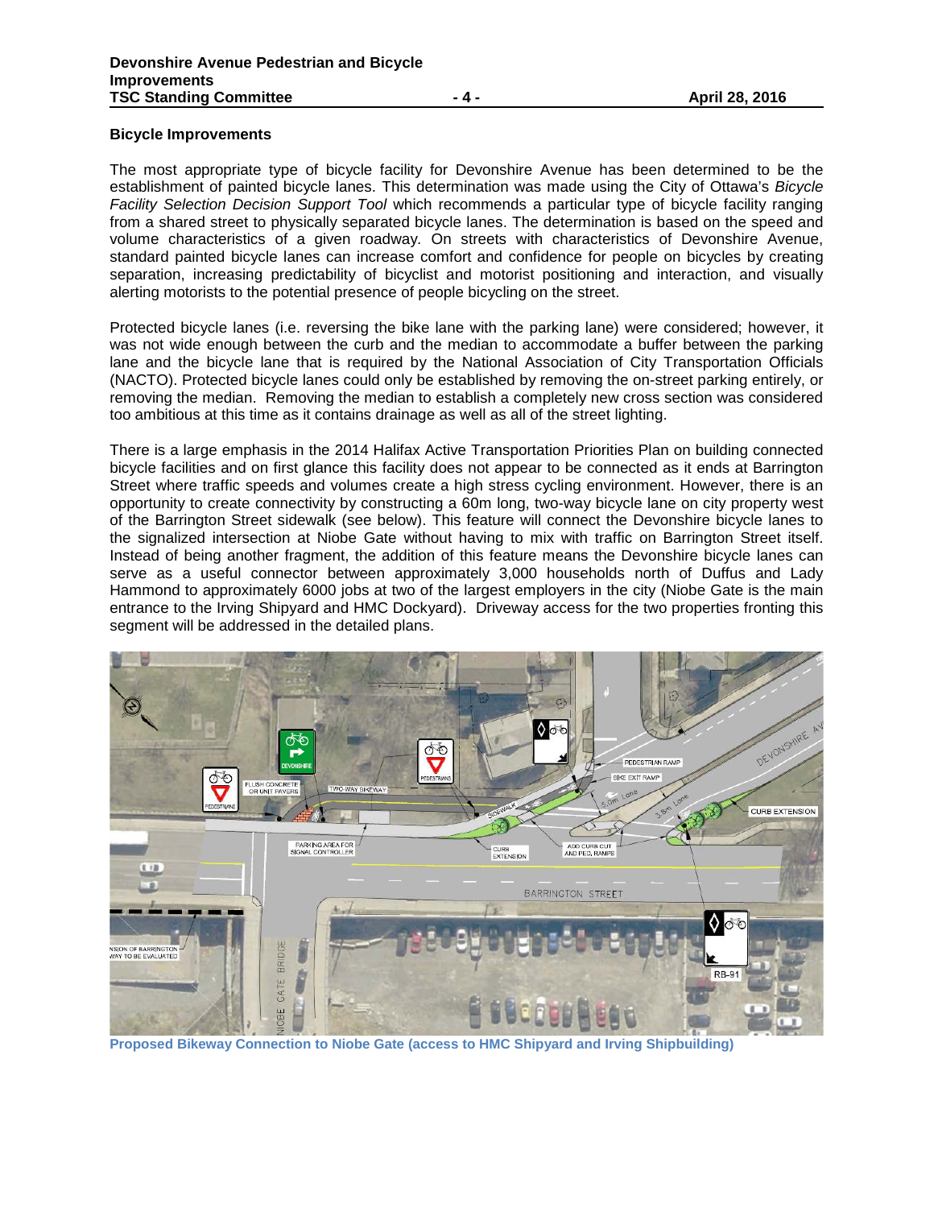### Bicycle Improvements

The most appropriate type of bicycle facility for Devonshire Avenue has been determined to be the establishment of painted bicycle lanes. This determination was made using the City of Ottawa's *Bicycle Facility Selection Decision Support Tool* which recommends a particular type of bicycle facility ranging from a shared street to physically separated bicycle lanes. The determination is based on the speed and volume characteristics of a given roadway. On streets with characteristics of Devonshire Avenue, standard painted bicycle lanes can increase comfort and confidence for people on bicycles by creating separation, increasing predictability of bicyclist and motorist positioning and interaction, and visually alerting motorists to the potential presence of people bicycling on the street.

Protected bicycle lanes (i.e. reversing the bike lane with the parking lane) were considered; however, it was not wide enough between the curb and the median to accommodate a buffer between the parking lane and the bicycle lane that is required by the National Association of City Transportation Officials (NACTO). Protected bicycle lanes could only be established by removing the on-street parking entirely, or removing the median. Removing the median to establish a completely new cross section was considered too ambitious at this time as it contains drainage as well as all of the street lighting.

There is a large emphasis in the 2014 Halifax Active Transportation Priorities Plan on building connected bicycle facilities and on first glance this facility does not appear to be connected as it ends at Barrington Street where traffic speeds and volumes create a high stress cycling environment. However, there is an opportunity to create connectivity by constructing a 60m long, two-way bicycle lane on city property west of the Barrington Street sidewalk (see below). This feature will connect the Devonshire bicycle lanes to the signalized intersection at Niobe Gate without having to mix with traffic on Barrington Street itself. Instead of being another fragment, the addition of this feature means the Devonshire bicycle lanes can serve as a useful connector between approximately 3,000 households north of Duffus and Lady Hammond to approximately 6000 jobs at two of the largest employers in the city (Niobe Gate is the main entrance to the Irving Shipyard and HMC Dockyard). Driveway access for the two properties fronting this segment will be addressed in the detailed plans.

**Proposed Bikeway Connection to Niobe Gate (access to HMC Shipyard and Irving Shipbuilding)**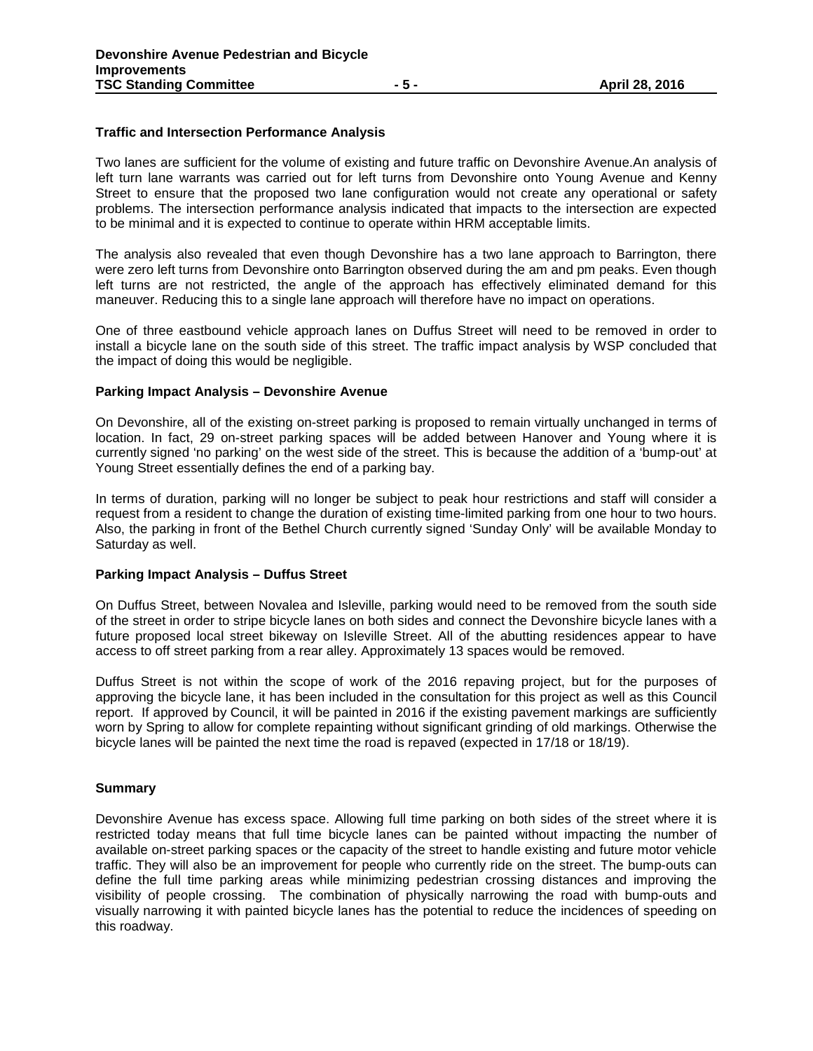**Traffic and Intersection Performance Analysis**

Two lanes are sufficient for the volume of existing and future traffic on Devonshire Avenue.An analysis of left turn lane warrants was carried out for left turns from Devonshire onto Young Avenue and Kenny Street to ensure that the proposed two lane configuration would not create any operational or safety problems. The intersection performance analysis indicated that impacts to the intersection are expected to be minimal and it is expected to continue to operate within HRM acceptable limits.

The analysis also revealed that even though Devonshire has a two lane approach to Barrington, there were zero left turns from Devonshire onto Barrington observed during the am and pm peaks. Even though left turns are not restricted, the angle of the approach has effectively eliminated demand for this maneuver. Reducing this to a single lane approach will therefore have no impact on operations.

One of three eastbound vehicle approach lanes on Duffus Street will need to be removed in order to install a bicycle lane on the south side of this street. The traffic impact analysis by WSP concluded that the impact of doing this would be negligible.

**Parking Impact Analysis – Devonshire Avenue**

On Devonshire, all of the existing on-street parking is proposed to remain virtually unchanged in terms of location. In fact, 29 on-street parking spaces will be added between Hanover and Young where it is currently signed 'no parking' on the west side of the street. This is because the addition of a 'bump-out' at Young Street essentially defines the end of a parking bay.

In terms of duration, parking will no longer be subject to peak hour restrictions and staff will consider a request from a resident to change the duration of existing time-limited parking from one hour to two hours. Also, the parking in front of the Bethel Church currently signed 'Sunday Only' will be available Monday to Saturday as well.

**Parking Impact Analysis – Duffus Street**

On Duffus Street, between Novalea and Isleville, parking would need to be removed from the south side of the street in order to stripe bicycle lanes on both sides and connect the Devonshire bicycle lanes with a future proposed local street bikeway on Isleville Street. All of the abutting residences appear to have access to off street parking from a rear alley. Approximately 13 spaces would be removed.

Duffus Street is not within the scope of work of the 2016 repaving project, but for the purposes of approving the bicycle lane, it has been included in the consultation for this project as well as this Council report. If approved by Council, it will be painted in 2016 if the existing pavement markings are sufficiently worn by Spring to allow for complete repainting without significant grinding of old markings. Otherwise the bicycle lanes will be painted the next time the road is repaved (expected in 17/18 or 18/19).

**Summary**

Devonshire Avenue has excess space. Allowing full time parking on both sides of the street where it is restricted today means that full time bicycle lanes can be painted without impacting the number of available on-street parking spaces or the capacity of the street to handle existing and future motor vehicle traffic. They will also be an improvement for people who currently ride on the street. The bump-outs can define the full time parking areas while minimizing pedestrian crossing distances and improving the visibility of people crossing. The combination of physically narrowing the road with bump-outs and visually narrowing it with painted bicycle lanes has the potential to reduce the incidences of speeding on this roadway.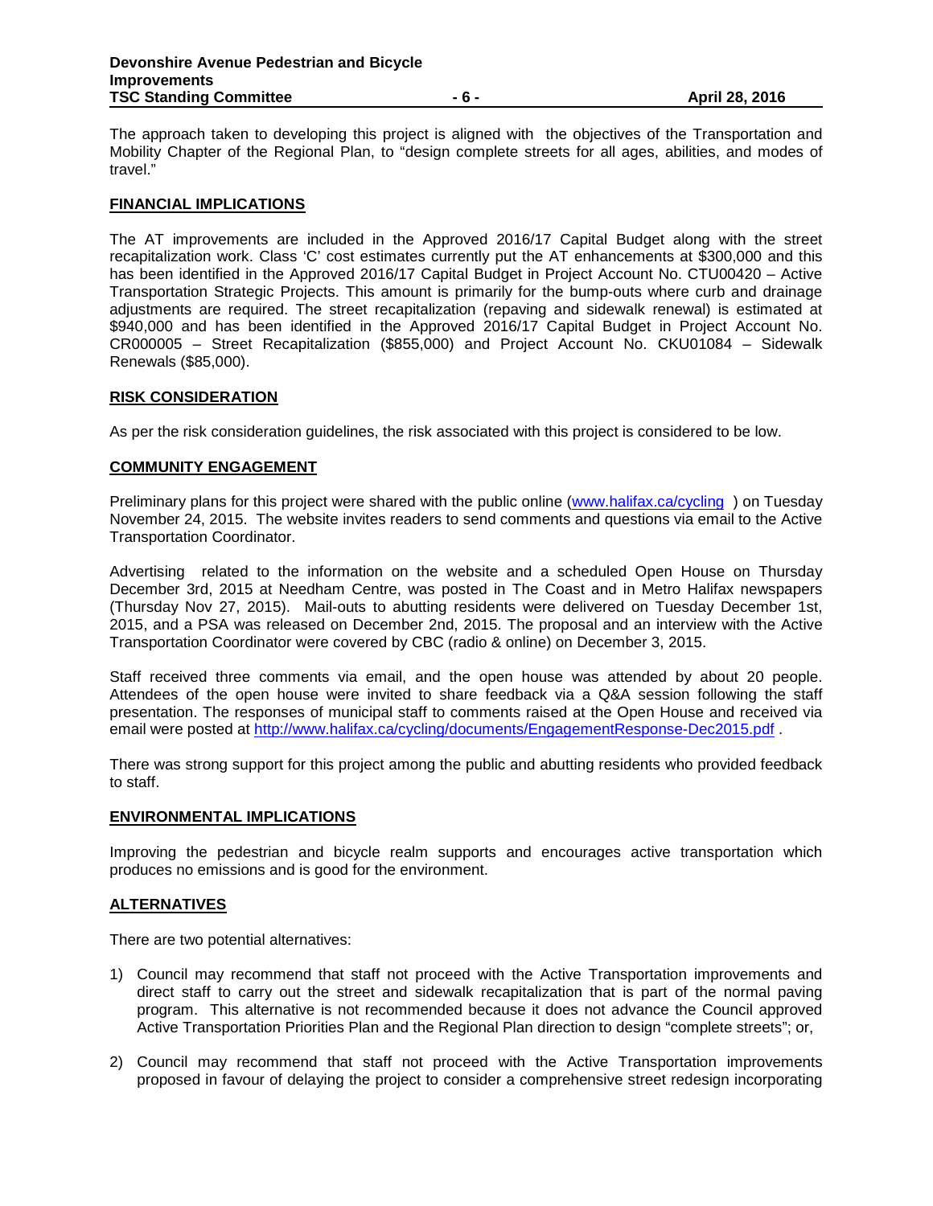The approach taken to developing this project is aligned with the objectives of the Transportation and Mobility Chapter of the Regional Plan, to "design complete streets for all ages, abilities, and modes of travel."

## FINANCIAL IMPLICATIONS

The AT improvements are included in the Approved 2016/17 Capital Budget along with the street recapitalization work. Class 'C' cost estimates currently put the AT enhancements at $300,000 and this has been identified in the Approved 2016/17 Capital Budget in Project Account No. CTU00420 – Active Transportation Strategic Projects. This amount is primarily for the bump-outs where curb and drainage adjustments are required. The street recapitalization (repaving and sidewalk renewal) is estimated at $940,000 and has been identified in the Approved 2016/17 Capital Budget in Project Account No. CR000005 – Street Recapitalization ($855,000) and Project Account No. CKU01084 – Sidewalk Renewals ($85,000).

## RISK CONSIDERATION

As per the risk consideration guidelines, the risk associated with this project is considered to be low.

## COMMUNITY ENGAGEMENT

Preliminary plans for this project were shared with the public online ([www.halifax.ca/cycling](www.halifax.ca/cycling) ) on Tuesday November 24, 2015. The website invites readers to send comments and questions via email to the Active Transportation Coordinator.

Advertising related to the information on the website and a scheduled Open House on Thursday December 3rd, 2015 at Needham Centre, was posted in The Coast and in Metro Halifax newspapers (Thursday Nov 27, 2015). Mail-outs to abutting residents were delivered on Tuesday December 1st, 2015, and a PSA was released on December 2nd, 2015. The proposal and an interview with the Active Transportation Coordinator were covered by CBC (radio & online) on December 3, 2015.

Staff received three comments via email, and the open house was attended by about 20 people. Attendees of the open house were invited to share feedback via a Q&A session following the staff presentation. The responses of municipal staff to comments raised at the Open House and received via email were posted at [http://www.halifax.ca/cycling/documents/EngagementResponse-Dec2015.pdf](http://www.halifax.ca/cycling/documents/EngagementResponse-Dec2015.pdf) .

There was strong support for this project among the public and abutting residents who provided feedback to staff.

## ENVIRONMENTAL IMPLICATIONS

Improving the pedestrian and bicycle realm supports and encourages active transportation which produces no emissions and is good for the environment.

## ALTERNATIVES

There are two potential alternatives:

1) Council may recommend that staff not proceed with the Active Transportation improvements and direct staff to carry out the street and sidewalk recapitalization that is part of the normal paving program. This alternative is not recommended because it does not advance the Council approved Active Transportation Priorities Plan and the Regional Plan direction to design "complete streets"; or,

2) Council may recommend that staff not proceed with the Active Transportation improvements proposed in favour of delaying the project to consider a comprehensive street redesign incorporating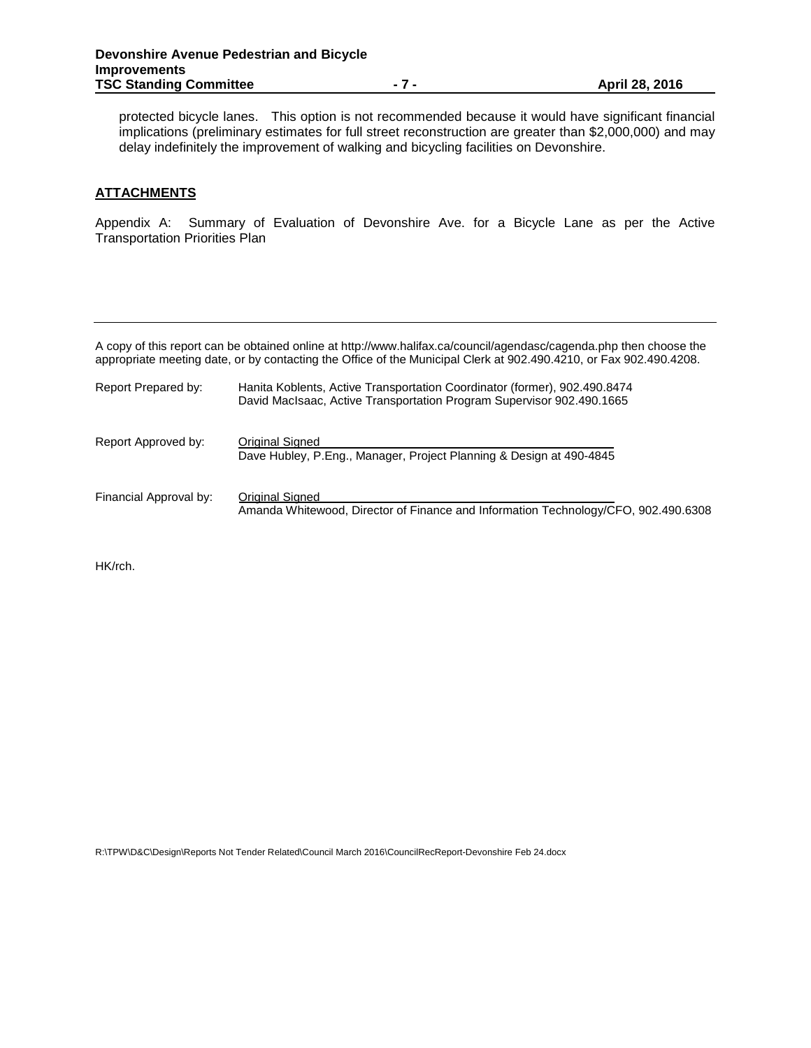protected bicycle lanes. This option is not recommended because it would have significant financial implications (preliminary estimates for full street reconstruction are greater than $2,000,000) and may delay indefinitely the improvement of walking and bicycling facilities on Devonshire.

## ATTACHMENTS

Appendix A: Summary of Evaluation of Devonshire Ave. for a Bicycle Lane as per the Active Transportation Priorities Plan

---

A copy of this report can be obtained online at http://www.halifax.ca/council/agendasc/cagenda.php then choose the appropriate meeting date, or by contacting the Office of the Municipal Clerk at 902.490.4210, or Fax 902.490.4208.

Report Prepared by: Hanita Koblents, Active Transportation Coordinator (former), 902.490.8474
David MacIsaac, Active Transportation Program Supervisor 902.490.1665

Report Approved by: Original Signed
Dave Hubley, P.Eng., Manager, Project Planning & Design at 490-4845

Financial Approval by: Original Signed
Amanda Whitewood, Director of Finance and Information Technology/CFO, 902.490.6308

HK/rch.

R:\TPW\D&C\Design\Reports Not Tender Related\Council March 2016\CouncilRecReport-Devonshire Feb 24.docx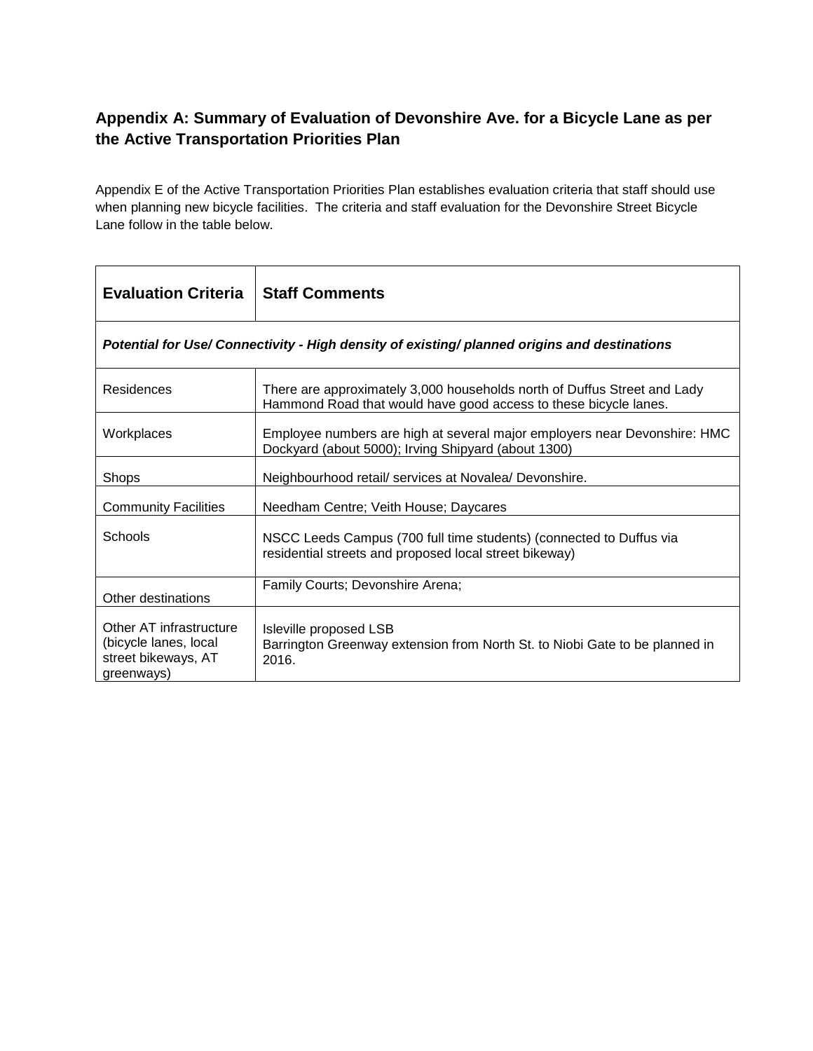## Appendix A: Summary of Evaluation of Devonshire Ave. for a Bicycle Lane as per the Active Transportation Priorities Plan

Appendix E of the Active Transportation Priorities Plan establishes evaluation criteria that staff should use when planning new bicycle facilities. The criteria and staff evaluation for the Devonshire Street Bicycle Lane follow in the table below.

| Evaluation Criteria | Staff Comments |
|---|---|
| ***Potential for Use/ Connectivity - High density of existing/ planned origins and destinations*** | |
| Residences | There are approximately 3,000 households north of Duffus Street and Lady Hammond Road that would have good access to these bicycle lanes. |
| Workplaces | Employee numbers are high at several major employers near Devonshire: HMC Dockyard (about 5000); Irving Shipyard (about 1300) |
| Shops | Neighbourhood retail/ services at Novalea/ Devonshire. |
| Community Facilities | Needham Centre; Veith House; Daycares |
| Schools | NSCC Leeds Campus (700 full time students) (connected to Duffus via residential streets and proposed local street bikeway) |
| Other destinations | Family Courts; Devonshire Arena; |
| Other AT infrastructure (bicycle lanes, local street bikeways, AT greenways) | Isleville proposed LSB<br>Barrington Greenway extension from North St. to Niobi Gate to be planned in 2016. |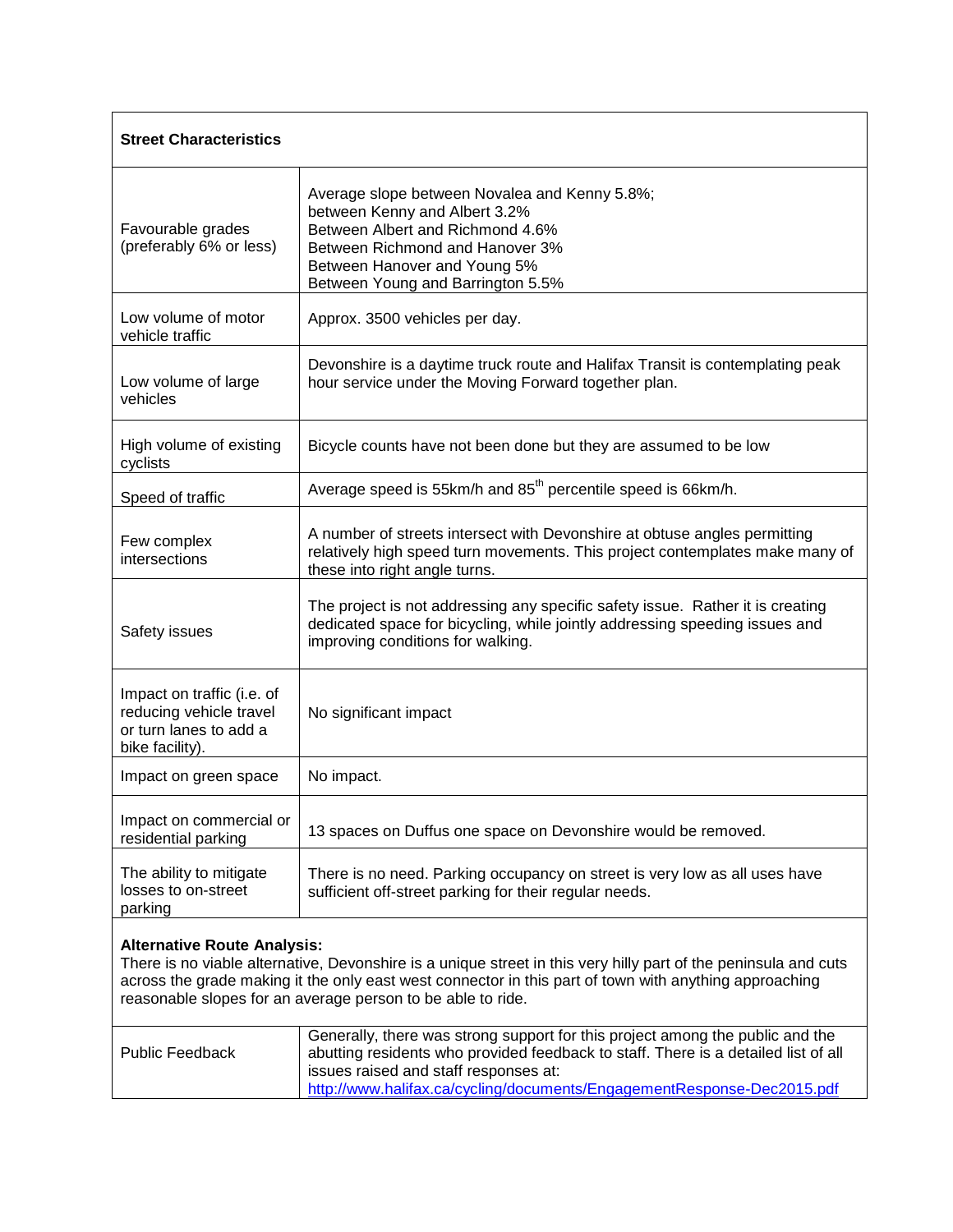| **Street Characteristics** | |
|---|---|
| Favourable grades (preferably 6% or less) | Average slope between Novalea and Kenny 5.8%;<br>between Kenny and Albert 3.2%<br>Between Albert and Richmond 4.6%<br>Between Richmond and Hanover 3%<br>Between Hanover and Young 5%<br>Between Young and Barrington 5.5% |
| Low volume of motor vehicle traffic | Approx. 3500 vehicles per day. |
| Low volume of large vehicles | Devonshire is a daytime truck route and Halifax Transit is contemplating peak hour service under the Moving Forward together plan. |
| High volume of existing cyclists | Bicycle counts have not been done but they are assumed to be low |
| Speed of traffic | Average speed is 55km/h and 85th percentile speed is 66km/h. |
| Few complex intersections | A number of streets intersect with Devonshire at obtuse angles permitting relatively high speed turn movements. This project contemplates make many of these into right angle turns. |
| Safety issues | The project is not addressing any specific safety issue. Rather it is creating dedicated space for bicycling, while jointly addressing speeding issues and improving conditions for walking. |
| Impact on traffic (i.e. of reducing vehicle travel or turn lanes to add a bike facility). | No significant impact |
| Impact on green space | No impact. |
| Impact on commercial or residential parking | 13 spaces on Duffus one space on Devonshire would be removed. |
| The ability to mitigate losses to on-street parking | There is no need. Parking occupancy on street is very low as all uses have sufficient off-street parking for their regular needs. |
| **Alternative Route Analysis:**<br>There is no viable alternative, Devonshire is a unique street in this very hilly part of the peninsula and cuts across the grade making it the only east west connector in this part of town with anything approaching reasonable slopes for an average person to be able to ride. | |
| Public Feedback | Generally, there was strong support for this project among the public and the abutting residents who provided feedback to staff. There is a detailed list of all issues raised and staff responses at:<br>http://www.halifax.ca/cycling/documents/EngagementResponse-Dec2015.pdf |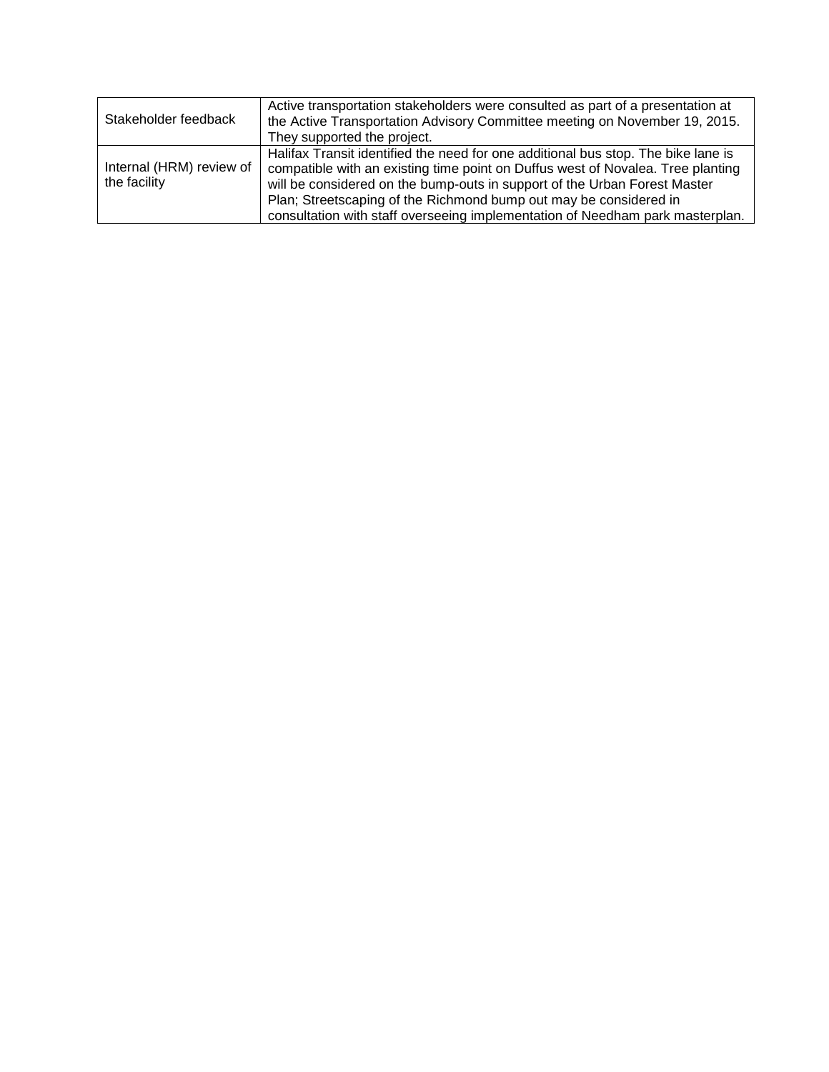| | |
|---|---|
| Stakeholder feedback | Active transportation stakeholders were consulted as part of a presentation at the Active Transportation Advisory Committee meeting on November 19, 2015. They supported the project. |
| Internal (HRM) review of the facility | Halifax Transit identified the need for one additional bus stop. The bike lane is compatible with an existing time point on Duffus west of Novalea. Tree planting will be considered on the bump-outs in support of the Urban Forest Master Plan; Streetscaping of the Richmond bump out may be considered in consultation with staff overseeing implementation of Needham park masterplan. |